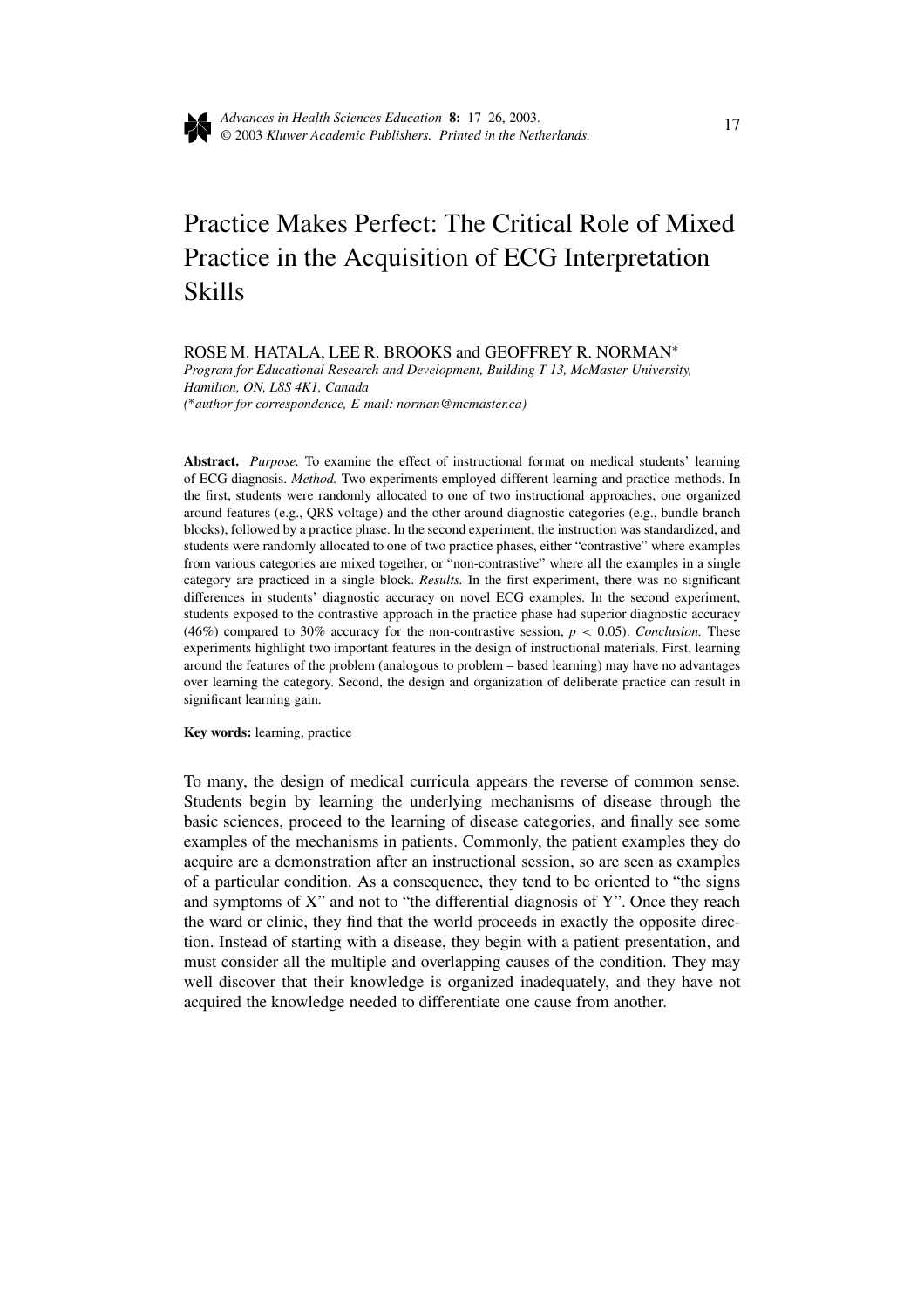# Practice Makes Perfect: The Critical Role of Mixed Practice in the Acquisition of ECG Interpretation Skills

ROSE M. HATALA, LEE R. BROOKS and GEOFFREY R. NORMAN*

*Program for Educational Research and Development, Building T-13, McMaster University, Hamilton, ON, L8S 4K1, Canada*

*(\*author for correspondence, E-mail: norman@mcmaster.ca)*

**Abstract.** *Purpose.* To examine the effect of instructional format on medical students' learning of ECG diagnosis. *Method.* Two experiments employed different learning and practice methods. In the first, students were randomly allocated to one of two instructional approaches, one organized around features (e.g., QRS voltage) and the other around diagnostic categories (e.g., bundle branch blocks), followed by a practice phase. In the second experiment, the instruction was standardized, and students were randomly allocated to one of two practice phases, either "contrastive" where examples from various categories are mixed together, or "non-contrastive" where all the examples in a single category are practiced in a single block. *Results.* In the first experiment, there was no significant differences in students' diagnostic accuracy on novel ECG examples. In the second experiment, students exposed to the contrastive approach in the practice phase had superior diagnostic accuracy (46%) compared to 30% accuracy for the non-contrastive session, $p < 0.05$). *Conclusion.* These experiments highlight two important features in the design of instructional materials. First, learning around the features of the problem (analogous to problem – based learning) may have no advantages over learning the category. Second, the design and organization of deliberate practice can result in significant learning gain.

**Key words:** learning, practice

To many, the design of medical curricula appears the reverse of common sense. Students begin by learning the underlying mechanisms of disease through the basic sciences, proceed to the learning of disease categories, and finally see some examples of the mechanisms in patients. Commonly, the patient examples they do acquire are a demonstration after an instructional session, so are seen as examples of a particular condition. As a consequence, they tend to be oriented to "the signs and symptoms of X" and not to "the differential diagnosis of Y". Once they reach the ward or clinic, they find that the world proceeds in exactly the opposite direction. Instead of starting with a disease, they begin with a patient presentation, and must consider all the multiple and overlapping causes of the condition. They may well discover that their knowledge is organized inadequately, and they have not acquired the knowledge needed to differentiate one cause from another.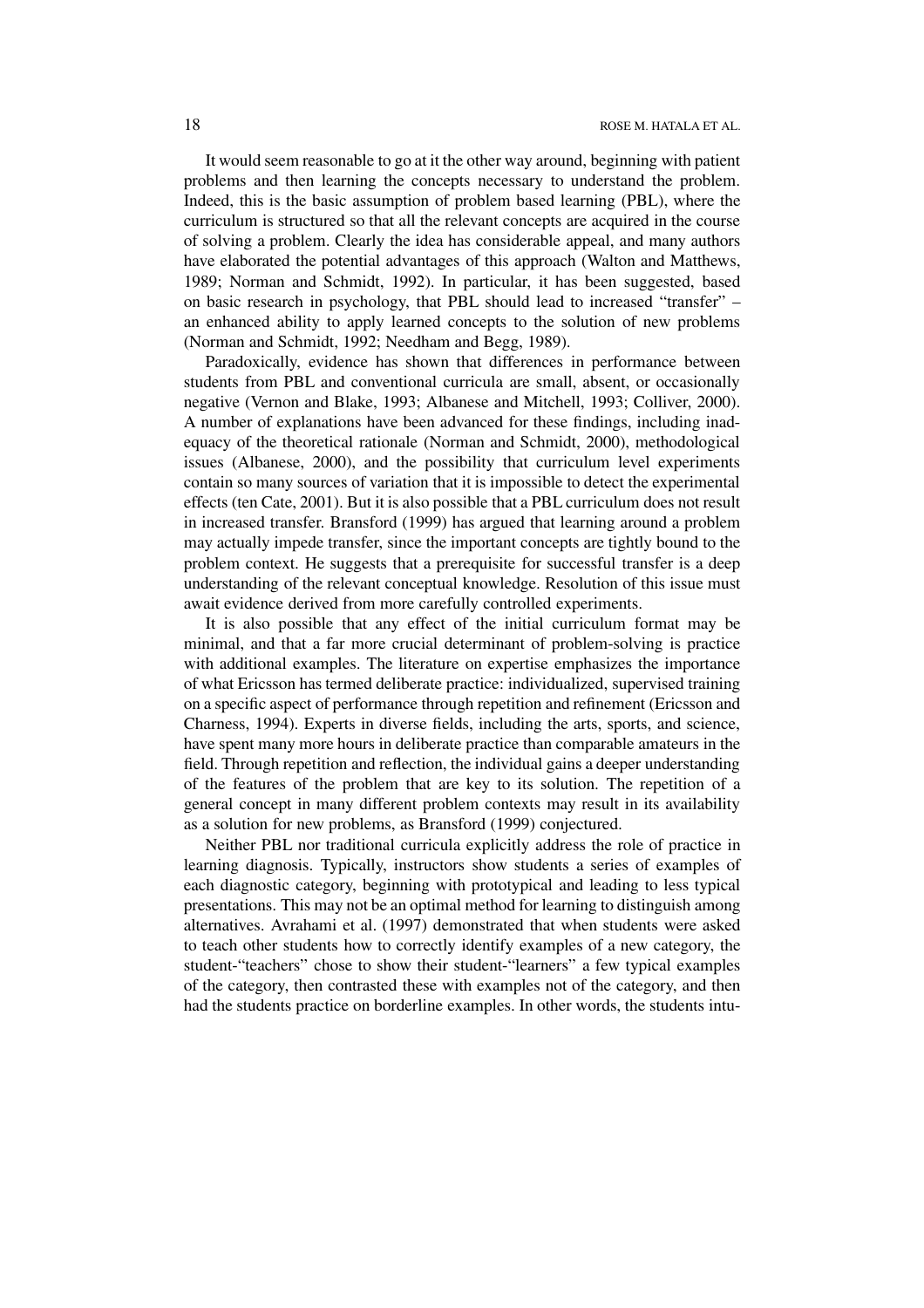It would seem reasonable to go at it the other way around, beginning with patient problems and then learning the concepts necessary to understand the problem. Indeed, this is the basic assumption of problem based learning (PBL), where the curriculum is structured so that all the relevant concepts are acquired in the course of solving a problem. Clearly the idea has considerable appeal, and many authors have elaborated the potential advantages of this approach (Walton and Matthews, 1989; Norman and Schmidt, 1992). In particular, it has been suggested, based on basic research in psychology, that PBL should lead to increased "transfer" – an enhanced ability to apply learned concepts to the solution of new problems (Norman and Schmidt, 1992; Needham and Begg, 1989).

Paradoxically, evidence has shown that differences in performance between students from PBL and conventional curricula are small, absent, or occasionally negative (Vernon and Blake, 1993; Albanese and Mitchell, 1993; Colliver, 2000). A number of explanations have been advanced for these findings, including inadequacy of the theoretical rationale (Norman and Schmidt, 2000), methodological issues (Albanese, 2000), and the possibility that curriculum level experiments contain so many sources of variation that it is impossible to detect the experimental effects (ten Cate, 2001). But it is also possible that a PBL curriculum does not result in increased transfer. Bransford (1999) has argued that learning around a problem may actually impede transfer, since the important concepts are tightly bound to the problem context. He suggests that a prerequisite for successful transfer is a deep understanding of the relevant conceptual knowledge. Resolution of this issue must await evidence derived from more carefully controlled experiments.

It is also possible that any effect of the initial curriculum format may be minimal, and that a far more crucial determinant of problem-solving is practice with additional examples. The literature on expertise emphasizes the importance of what Ericsson has termed deliberate practice: individualized, supervised training on a specific aspect of performance through repetition and refinement (Ericsson and Charness, 1994). Experts in diverse fields, including the arts, sports, and science, have spent many more hours in deliberate practice than comparable amateurs in the field. Through repetition and reflection, the individual gains a deeper understanding of the features of the problem that are key to its solution. The repetition of a general concept in many different problem contexts may result in its availability as a solution for new problems, as Bransford (1999) conjectured.

Neither PBL nor traditional curricula explicitly address the role of practice in learning diagnosis. Typically, instructors show students a series of examples of each diagnostic category, beginning with prototypical and leading to less typical presentations. This may not be an optimal method for learning to distinguish among alternatives. Avrahami et al. (1997) demonstrated that when students were asked to teach other students how to correctly identify examples of a new category, the student-"teachers" chose to show their student-"learners" a few typical examples of the category, then contrasted these with examples not of the category, and then had the students practice on borderline examples. In other words, the students intu-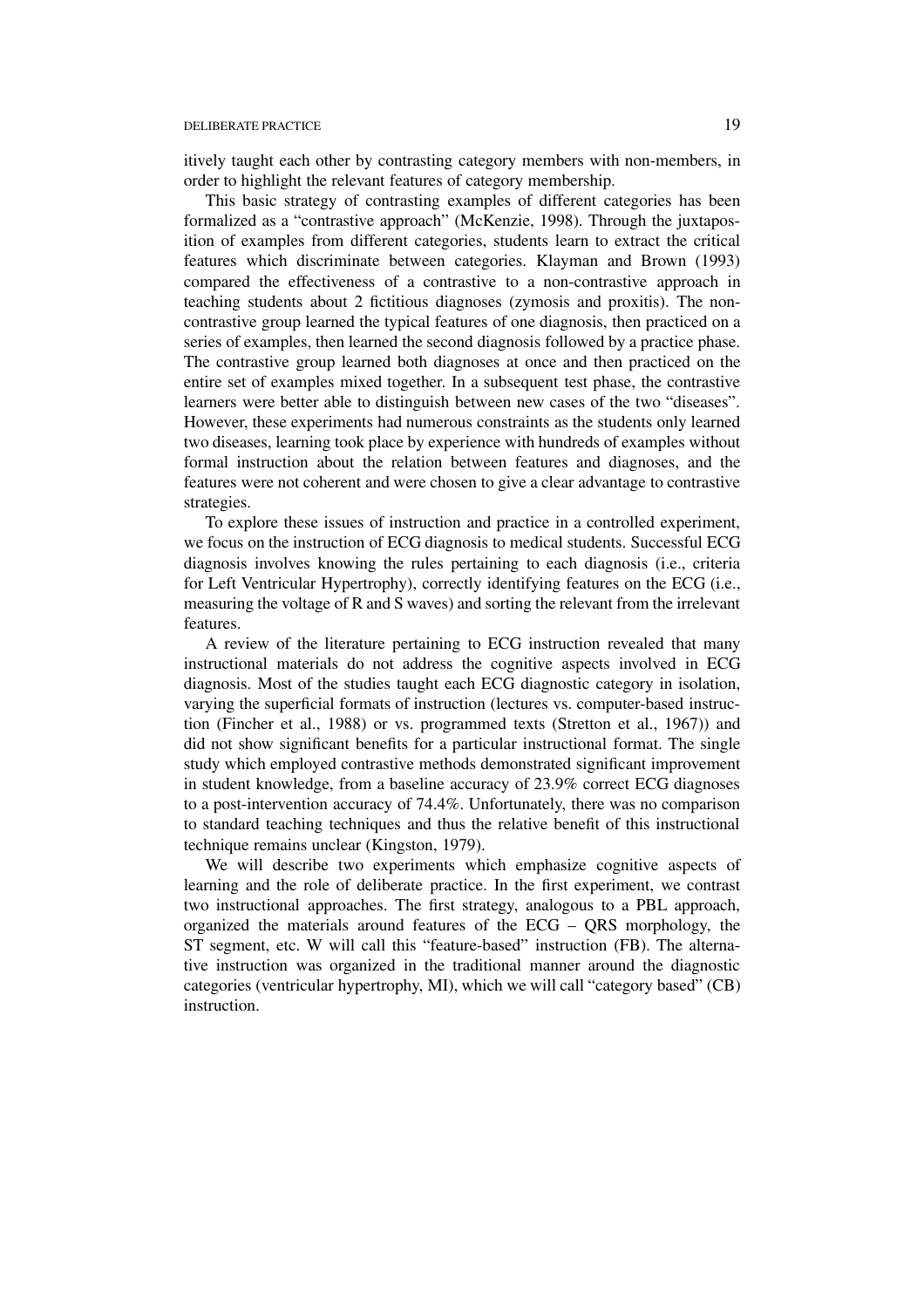itively taught each other by contrasting category members with non-members, in order to highlight the relevant features of category membership.

This basic strategy of contrasting examples of different categories has been formalized as a "contrastive approach" (McKenzie, 1998). Through the juxtaposition of examples from different categories, students learn to extract the critical features which discriminate between categories. Klayman and Brown (1993) compared the effectiveness of a contrastive to a non-contrastive approach in teaching students about 2 fictitious diagnoses (zymosis and proxitis). The non-contrastive group learned the typical features of one diagnosis, then practiced on a series of examples, then learned the second diagnosis followed by a practice phase. The contrastive group learned both diagnoses at once and then practiced on the entire set of examples mixed together. In a subsequent test phase, the contrastive learners were better able to distinguish between new cases of the two "diseases". However, these experiments had numerous constraints as the students only learned two diseases, learning took place by experience with hundreds of examples without formal instruction about the relation between features and diagnoses, and the features were not coherent and were chosen to give a clear advantage to contrastive strategies.

To explore these issues of instruction and practice in a controlled experiment, we focus on the instruction of ECG diagnosis to medical students. Successful ECG diagnosis involves knowing the rules pertaining to each diagnosis (i.e., criteria for Left Ventricular Hypertrophy), correctly identifying features on the ECG (i.e., measuring the voltage of R and S waves) and sorting the relevant from the irrelevant features.

A review of the literature pertaining to ECG instruction revealed that many instructional materials do not address the cognitive aspects involved in ECG diagnosis. Most of the studies taught each ECG diagnostic category in isolation, varying the superficial formats of instruction (lectures vs. computer-based instruction (Fincher et al., 1988) or vs. programmed texts (Stretton et al., 1967)) and did not show significant benefits for a particular instructional format. The single study which employed contrastive methods demonstrated significant improvement in student knowledge, from a baseline accuracy of 23.9% correct ECG diagnoses to a post-intervention accuracy of 74.4%. Unfortunately, there was no comparison to standard teaching techniques and thus the relative benefit of this instructional technique remains unclear (Kingston, 1979).

We will describe two experiments which emphasize cognitive aspects of learning and the role of deliberate practice. In the first experiment, we contrast two instructional approaches. The first strategy, analogous to a PBL approach, organized the materials around features of the ECG – QRS morphology, the ST segment, etc. W will call this "feature-based" instruction (FB). The alternative instruction was organized in the traditional manner around the diagnostic categories (ventricular hypertrophy, MI), which we will call "category based" (CB) instruction.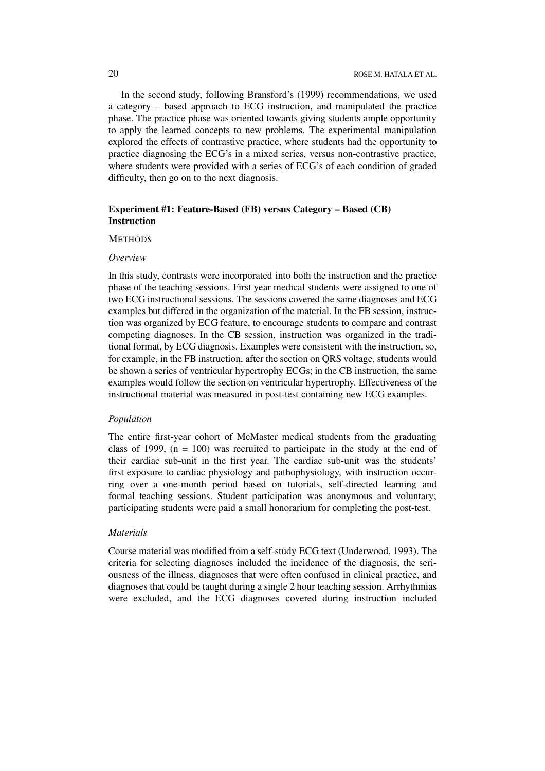In the second study, following Bransford's (1999) recommendations, we used a category – based approach to ECG instruction, and manipulated the practice phase. The practice phase was oriented towards giving students ample opportunity to apply the learned concepts to new problems. The experimental manipulation explored the effects of contrastive practice, where students had the opportunity to practice diagnosing the ECG's in a mixed series, versus non-contrastive practice, where students were provided with a series of ECG's of each condition of graded difficulty, then go on to the next diagnosis.

## Experiment #1: Feature-Based (FB) versus Category – Based (CB) Instruction

### METHODS

#### *Overview*

In this study, contrasts were incorporated into both the instruction and the practice phase of the teaching sessions. First year medical students were assigned to one of two ECG instructional sessions. The sessions covered the same diagnoses and ECG examples but differed in the organization of the material. In the FB session, instruction was organized by ECG feature, to encourage students to compare and contrast competing diagnoses. In the CB session, instruction was organized in the traditional format, by ECG diagnosis. Examples were consistent with the instruction, so, for example, in the FB instruction, after the section on QRS voltage, students would be shown a series of ventricular hypertrophy ECGs; in the CB instruction, the same examples would follow the section on ventricular hypertrophy. Effectiveness of the instructional material was measured in post-test containing new ECG examples.

#### *Population*

The entire first-year cohort of McMaster medical students from the graduating class of 1999, (n = 100) was recruited to participate in the study at the end of their cardiac sub-unit in the first year. The cardiac sub-unit was the students' first exposure to cardiac physiology and pathophysiology, with instruction occurring over a one-month period based on tutorials, self-directed learning and formal teaching sessions. Student participation was anonymous and voluntary; participating students were paid a small honorarium for completing the post-test.

#### *Materials*

Course material was modified from a self-study ECG text (Underwood, 1993). The criteria for selecting diagnoses included the incidence of the diagnosis, the seriousness of the illness, diagnoses that were often confused in clinical practice, and diagnoses that could be taught during a single 2 hour teaching session. Arrhythmias were excluded, and the ECG diagnoses covered during instruction included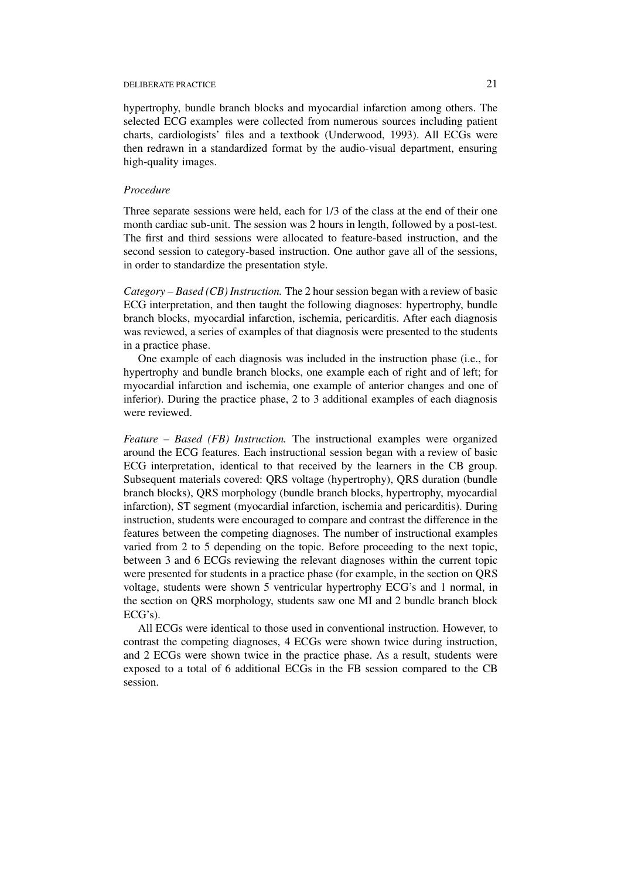hypertrophy, bundle branch blocks and myocardial infarction among others. The selected ECG examples were collected from numerous sources including patient charts, cardiologists' files and a textbook (Underwood, 1993). All ECGs were then redrawn in a standardized format by the audio-visual department, ensuring high-quality images.

### *Procedure*

Three separate sessions were held, each for 1/3 of the class at the end of their one month cardiac sub-unit. The session was 2 hours in length, followed by a post-test. The first and third sessions were allocated to feature-based instruction, and the second session to category-based instruction. One author gave all of the sessions, in order to standardize the presentation style.

*Category – Based (CB) Instruction.* The 2 hour session began with a review of basic ECG interpretation, and then taught the following diagnoses: hypertrophy, bundle branch blocks, myocardial infarction, ischemia, pericarditis. After each diagnosis was reviewed, a series of examples of that diagnosis were presented to the students in a practice phase.

One example of each diagnosis was included in the instruction phase (i.e., for hypertrophy and bundle branch blocks, one example each of right and of left; for myocardial infarction and ischemia, one example of anterior changes and one of inferior). During the practice phase, 2 to 3 additional examples of each diagnosis were reviewed.

*Feature – Based (FB) Instruction.* The instructional examples were organized around the ECG features. Each instructional session began with a review of basic ECG interpretation, identical to that received by the learners in the CB group. Subsequent materials covered: QRS voltage (hypertrophy), QRS duration (bundle branch blocks), QRS morphology (bundle branch blocks, hypertrophy, myocardial infarction), ST segment (myocardial infarction, ischemia and pericarditis). During instruction, students were encouraged to compare and contrast the difference in the features between the competing diagnoses. The number of instructional examples varied from 2 to 5 depending on the topic. Before proceeding to the next topic, between 3 and 6 ECGs reviewing the relevant diagnoses within the current topic were presented for students in a practice phase (for example, in the section on QRS voltage, students were shown 5 ventricular hypertrophy ECG's and 1 normal, in the section on QRS morphology, students saw one MI and 2 bundle branch block ECG's).

All ECGs were identical to those used in conventional instruction. However, to contrast the competing diagnoses, 4 ECGs were shown twice during instruction, and 2 ECGs were shown twice in the practice phase. As a result, students were exposed to a total of 6 additional ECGs in the FB session compared to the CB session.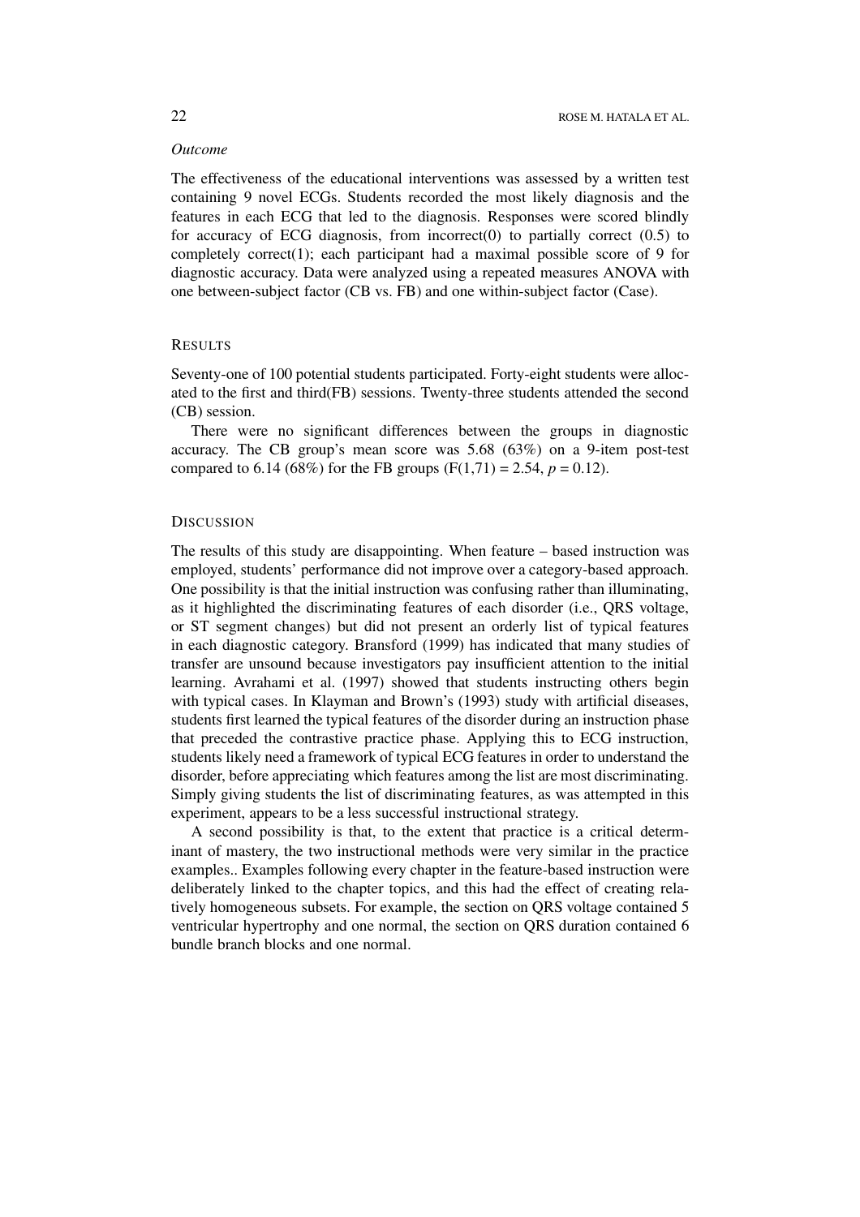*Outcome*

The effectiveness of the educational interventions was assessed by a written test containing 9 novel ECGs. Students recorded the most likely diagnosis and the features in each ECG that led to the diagnosis. Responses were scored blindly for accuracy of ECG diagnosis, from incorrect(0) to partially correct (0.5) to completely correct(1); each participant had a maximal possible score of 9 for diagnostic accuracy. Data were analyzed using a repeated measures ANOVA with one between-subject factor (CB vs. FB) and one within-subject factor (Case).

## Results

Seventy-one of 100 potential students participated. Forty-eight students were allocated to the first and third(FB) sessions. Twenty-three students attended the second (CB) session.

There were no significant differences between the groups in diagnostic accuracy. The CB group's mean score was 5.68 (63%) on a 9-item post-test compared to 6.14 (68%) for the FB groups ($F(1,71) = 2.54$, $p = 0.12$).

## Discussion

The results of this study are disappointing. When feature – based instruction was employed, students' performance did not improve over a category-based approach. One possibility is that the initial instruction was confusing rather than illuminating, as it highlighted the discriminating features of each disorder (i.e., QRS voltage, or ST segment changes) but did not present an orderly list of typical features in each diagnostic category. Bransford (1999) has indicated that many studies of transfer are unsound because investigators pay insufficient attention to the initial learning. Avrahami et al. (1997) showed that students instructing others begin with typical cases. In Klayman and Brown's (1993) study with artificial diseases, students first learned the typical features of the disorder during an instruction phase that preceded the contrastive practice phase. Applying this to ECG instruction, students likely need a framework of typical ECG features in order to understand the disorder, before appreciating which features among the list are most discriminating. Simply giving students the list of discriminating features, as was attempted in this experiment, appears to be a less successful instructional strategy.

A second possibility is that, to the extent that practice is a critical determinant of mastery, the two instructional methods were very similar in the practice examples.. Examples following every chapter in the feature-based instruction were deliberately linked to the chapter topics, and this had the effect of creating relatively homogeneous subsets. For example, the section on QRS voltage contained 5 ventricular hypertrophy and one normal, the section on QRS duration contained 6 bundle branch blocks and one normal.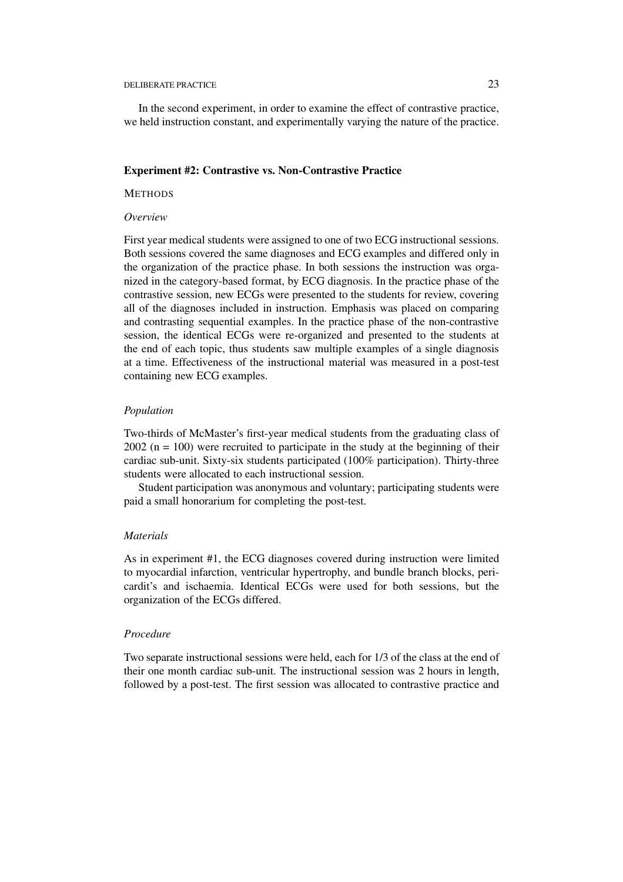In the second experiment, in order to examine the effect of contrastive practice, we held instruction constant, and experimentally varying the nature of the practice.

## Experiment #2: Contrastive vs. Non-Contrastive Practice

### METHODS

#### *Overview*

First year medical students were assigned to one of two ECG instructional sessions. Both sessions covered the same diagnoses and ECG examples and differed only in the organization of the practice phase. In both sessions the instruction was organized in the category-based format, by ECG diagnosis. In the practice phase of the contrastive session, new ECGs were presented to the students for review, covering all of the diagnoses included in instruction. Emphasis was placed on comparing and contrasting sequential examples. In the practice phase of the non-contrastive session, the identical ECGs were re-organized and presented to the students at the end of each topic, thus students saw multiple examples of a single diagnosis at a time. Effectiveness of the instructional material was measured in a post-test containing new ECG examples.

#### *Population*

Two-thirds of McMaster's first-year medical students from the graduating class of 2002 (n = 100) were recruited to participate in the study at the beginning of their cardiac sub-unit. Sixty-six students participated (100% participation). Thirty-three students were allocated to each instructional session.

Student participation was anonymous and voluntary; participating students were paid a small honorarium for completing the post-test.

#### *Materials*

As in experiment #1, the ECG diagnoses covered during instruction were limited to myocardial infarction, ventricular hypertrophy, and bundle branch blocks, pericardit's and ischaemia. Identical ECGs were used for both sessions, but the organization of the ECGs differed.

#### *Procedure*

Two separate instructional sessions were held, each for 1/3 of the class at the end of their one month cardiac sub-unit. The instructional session was 2 hours in length, followed by a post-test. The first session was allocated to contrastive practice and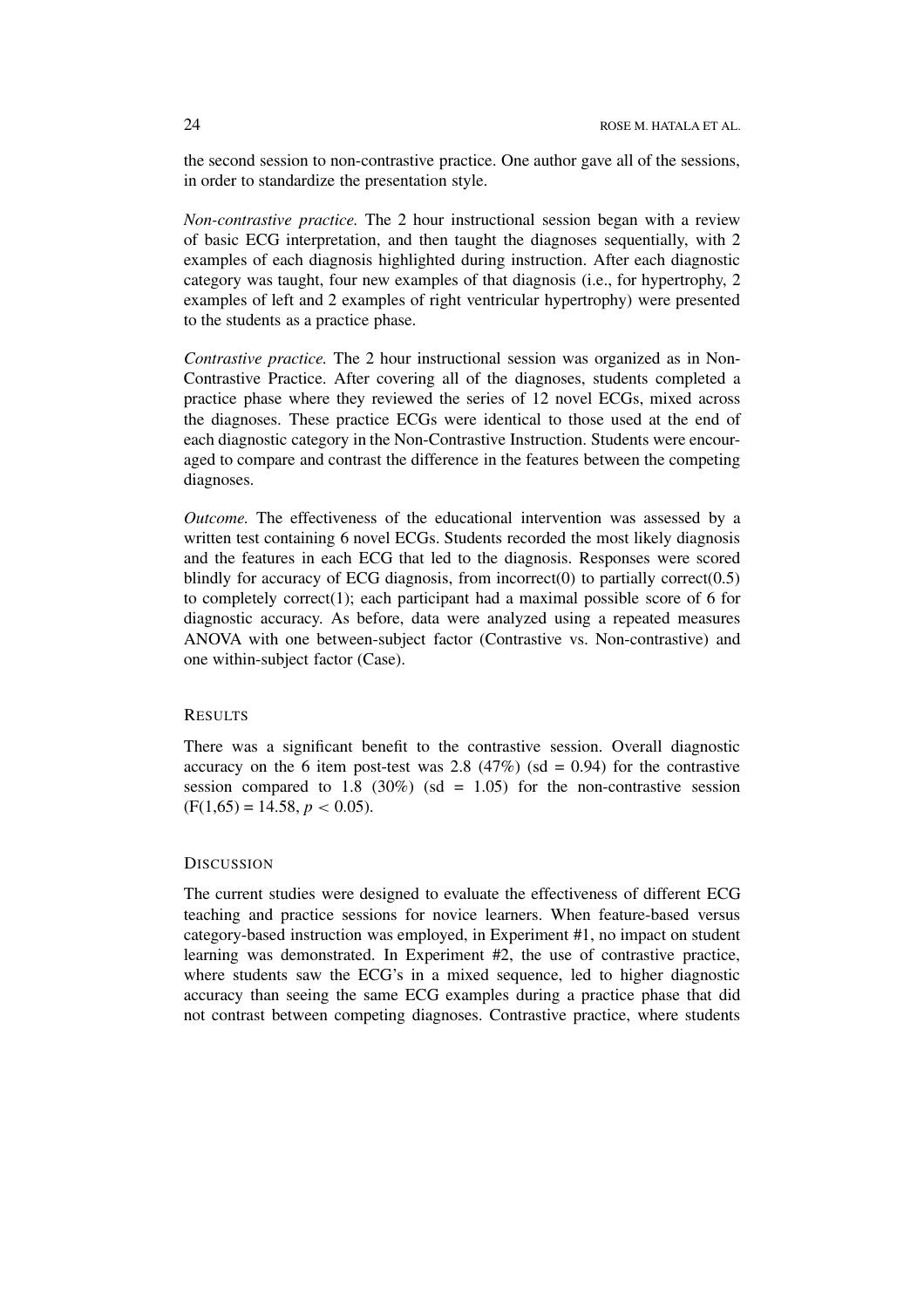the second session to non-contrastive practice. One author gave all of the sessions, in order to standardize the presentation style.

*Non-contrastive practice.* The 2 hour instructional session began with a review of basic ECG interpretation, and then taught the diagnoses sequentially, with 2 examples of each diagnosis highlighted during instruction. After each diagnostic category was taught, four new examples of that diagnosis (i.e., for hypertrophy, 2 examples of left and 2 examples of right ventricular hypertrophy) were presented to the students as a practice phase.

*Contrastive practice.* The 2 hour instructional session was organized as in Non-Contrastive Practice. After covering all of the diagnoses, students completed a practice phase where they reviewed the series of 12 novel ECGs, mixed across the diagnoses. These practice ECGs were identical to those used at the end of each diagnostic category in the Non-Contrastive Instruction. Students were encouraged to compare and contrast the difference in the features between the competing diagnoses.

*Outcome.* The effectiveness of the educational intervention was assessed by a written test containing 6 novel ECGs. Students recorded the most likely diagnosis and the features in each ECG that led to the diagnosis. Responses were scored blindly for accuracy of ECG diagnosis, from incorrect(0) to partially correct(0.5) to completely correct(1); each participant had a maximal possible score of 6 for diagnostic accuracy. As before, data were analyzed using a repeated measures ANOVA with one between-subject factor (Contrastive vs. Non-contrastive) and one within-subject factor (Case).

## Results

There was a significant benefit to the contrastive session. Overall diagnostic accuracy on the 6 item post-test was 2.8 (47%) (sd = 0.94) for the contrastive session compared to 1.8 (30%) (sd = 1.05) for the non-contrastive session ($F(1,65) = 14.58$, $p < 0.05$).

## Discussion

The current studies were designed to evaluate the effectiveness of different ECG teaching and practice sessions for novice learners. When feature-based versus category-based instruction was employed, in Experiment #1, no impact on student learning was demonstrated. In Experiment #2, the use of contrastive practice, where students saw the ECG's in a mixed sequence, led to higher diagnostic accuracy than seeing the same ECG examples during a practice phase that did not contrast between competing diagnoses. Contrastive practice, where students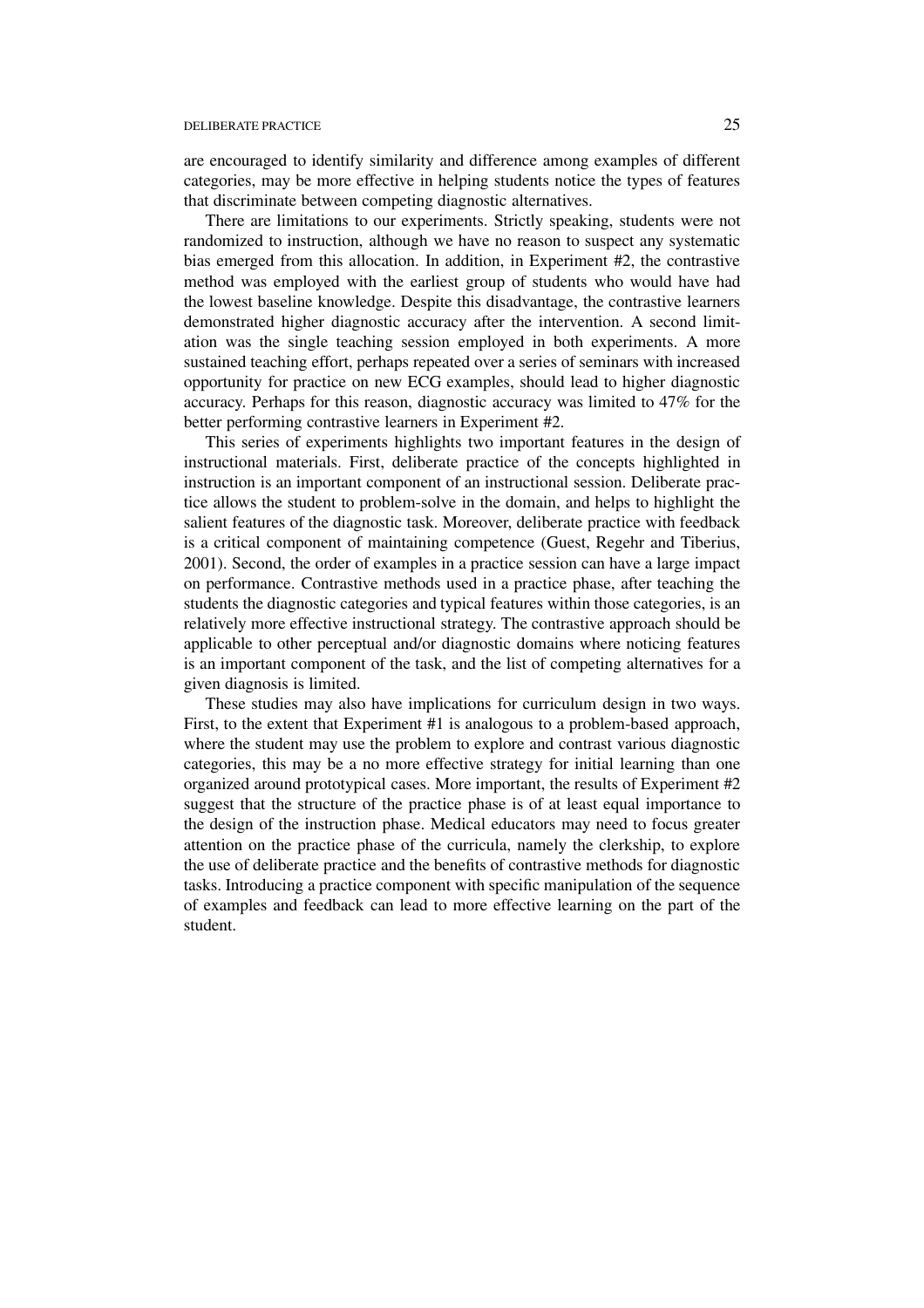are encouraged to identify similarity and difference among examples of different categories, may be more effective in helping students notice the types of features that discriminate between competing diagnostic alternatives.

There are limitations to our experiments. Strictly speaking, students were not randomized to instruction, although we have no reason to suspect any systematic bias emerged from this allocation. In addition, in Experiment #2, the contrastive method was employed with the earliest group of students who would have had the lowest baseline knowledge. Despite this disadvantage, the contrastive learners demonstrated higher diagnostic accuracy after the intervention. A second limitation was the single teaching session employed in both experiments. A more sustained teaching effort, perhaps repeated over a series of seminars with increased opportunity for practice on new ECG examples, should lead to higher diagnostic accuracy. Perhaps for this reason, diagnostic accuracy was limited to 47% for the better performing contrastive learners in Experiment #2.

This series of experiments highlights two important features in the design of instructional materials. First, deliberate practice of the concepts highlighted in instruction is an important component of an instructional session. Deliberate practice allows the student to problem-solve in the domain, and helps to highlight the salient features of the diagnostic task. Moreover, deliberate practice with feedback is a critical component of maintaining competence (Guest, Regehr and Tiberius, 2001). Second, the order of examples in a practice session can have a large impact on performance. Contrastive methods used in a practice phase, after teaching the students the diagnostic categories and typical features within those categories, is an relatively more effective instructional strategy. The contrastive approach should be applicable to other perceptual and/or diagnostic domains where noticing features is an important component of the task, and the list of competing alternatives for a given diagnosis is limited.

These studies may also have implications for curriculum design in two ways. First, to the extent that Experiment #1 is analogous to a problem-based approach, where the student may use the problem to explore and contrast various diagnostic categories, this may be a no more effective strategy for initial learning than one organized around prototypical cases. More important, the results of Experiment #2 suggest that the structure of the practice phase is of at least equal importance to the design of the instruction phase. Medical educators may need to focus greater attention on the practice phase of the curricula, namely the clerkship, to explore the use of deliberate practice and the benefits of contrastive methods for diagnostic tasks. Introducing a practice component with specific manipulation of the sequence of examples and feedback can lead to more effective learning on the part of the student.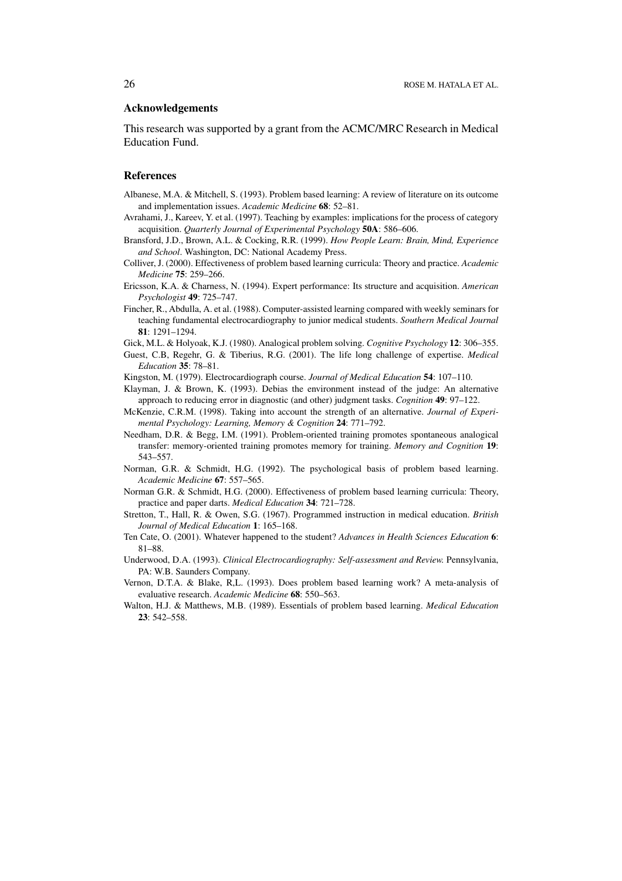## Acknowledgements

This research was supported by a grant from the ACMC/MRC Research in Medical Education Fund.

## References

Albanese, M.A. & Mitchell, S. (1993). Problem based learning: A review of literature on its outcome and implementation issues. *Academic Medicine* **68**: 52–81.

Avrahami, J., Kareev, Y. et al. (1997). Teaching by examples: implications for the process of category acquisition. *Quarterly Journal of Experimental Psychology* **50A**: 586–606.

Bransford, J.D., Brown, A.L. & Cocking, R.R. (1999). *How People Learn: Brain, Mind, Experience and School*. Washington, DC: National Academy Press.

Colliver, J. (2000). Effectiveness of problem based learning curricula: Theory and practice. *Academic Medicine* **75**: 259–266.

Ericsson, K.A. & Charness, N. (1994). Expert performance: Its structure and acquisition. *American Psychologist* **49**: 725–747.

Fincher, R., Abdulla, A. et al. (1988). Computer-assisted learning compared with weekly seminars for teaching fundamental electrocardiography to junior medical students. *Southern Medical Journal* **81**: 1291–1294.

Gick, M.L. & Holyoak, K.J. (1980). Analogical problem solving. *Cognitive Psychology* **12**: 306–355.

Guest, C.B, Regehr, G. & Tiberius, R.G. (2001). The life long challenge of expertise. *Medical Education* **35**: 78–81.

Kingston, M. (1979). Electrocardiograph course. *Journal of Medical Education* **54**: 107–110.

Klayman, J. & Brown, K. (1993). Debias the environment instead of the judge: An alternative approach to reducing error in diagnostic (and other) judgment tasks. *Cognition* **49**: 97–122.

McKenzie, C.R.M. (1998). Taking into account the strength of an alternative. *Journal of Experimental Psychology: Learning, Memory & Cognition* **24**: 771–792.

Needham, D.R. & Begg, I.M. (1991). Problem-oriented training promotes spontaneous analogical transfer: memory-oriented training promotes memory for training. *Memory and Cognition* **19**: 543–557.

Norman, G.R. & Schmidt, H.G. (1992). The psychological basis of problem based learning. *Academic Medicine* **67**: 557–565.

Norman G.R. & Schmidt, H.G. (2000). Effectiveness of problem based learning curricula: Theory, practice and paper darts. *Medical Education* **34**: 721–728.

Stretton, T., Hall, R. & Owen, S.G. (1967). Programmed instruction in medical education. *British Journal of Medical Education* **1**: 165–168.

Ten Cate, O. (2001). Whatever happened to the student? *Advances in Health Sciences Education* **6**: 81–88.

Underwood, D.A. (1993). *Clinical Electrocardiography: Self-assessment and Review.* Pennsylvania, PA: W.B. Saunders Company.

Vernon, D.T.A. & Blake, R,L. (1993). Does problem based learning work? A meta-analysis of evaluative research. *Academic Medicine* **68**: 550–563.

Walton, H.J. & Matthews, M.B. (1989). Essentials of problem based learning. *Medical Education* **23**: 542–558.